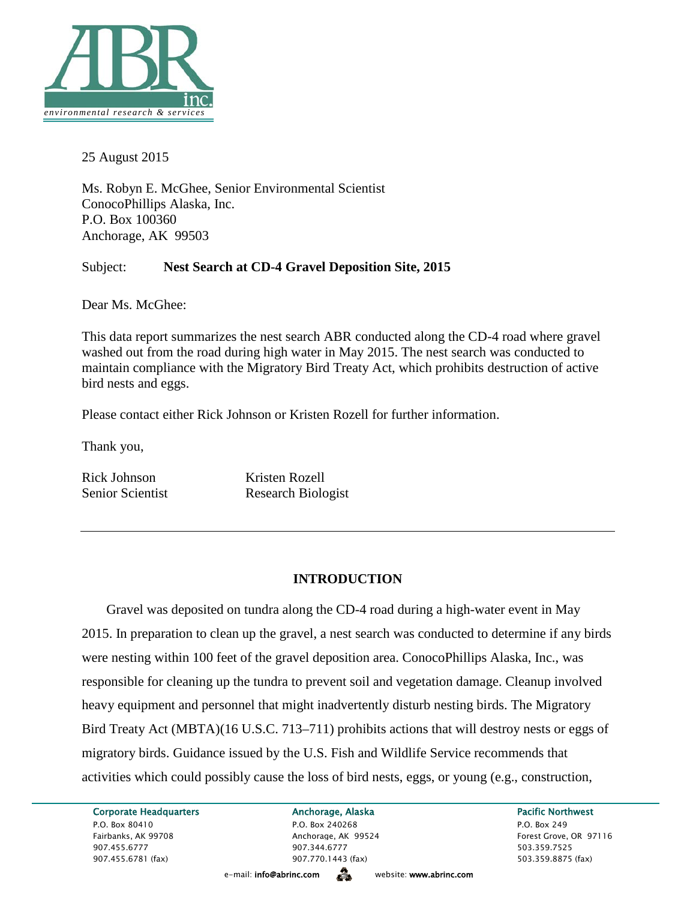25 August 2015

Ms. Robyn E. McGhee, Senior Environmental Scientist
ConocoPhillips Alaska, Inc.
P.O. Box 100360
Anchorage, AK 99503

Subject: **Nest Search at CD-4 Gravel Deposition Site, 2015**

Dear Ms. McGhee:

This data report summarizes the nest search ABR conducted along the CD-4 road where gravel washed out from the road during high water in May 2015. The nest search was conducted to maintain compliance with the Migratory Bird Treaty Act, which prohibits destruction of active bird nests and eggs.

Please contact either Rick Johnson or Kristen Rozell for further information.

Thank you,

Rick Johnson
Senior Scientist

Kristen Rozell
Research Biologist

---

## INTRODUCTION

Gravel was deposited on tundra along the CD-4 road during a high-water event in May 2015. In preparation to clean up the gravel, a nest search was conducted to determine if any birds were nesting within 100 feet of the gravel deposition area. ConocoPhillips Alaska, Inc., was responsible for cleaning up the tundra to prevent soil and vegetation damage. Cleanup involved heavy equipment and personnel that might inadvertently disturb nesting birds. The Migratory Bird Treaty Act (MBTA)(16 U.S.C. 713–711) prohibits actions that will destroy nests or eggs of migratory birds. Guidance issued by the U.S. Fish and Wildlife Service recommends that activities which could possibly cause the loss of bird nests, eggs, or young (e.g., construction,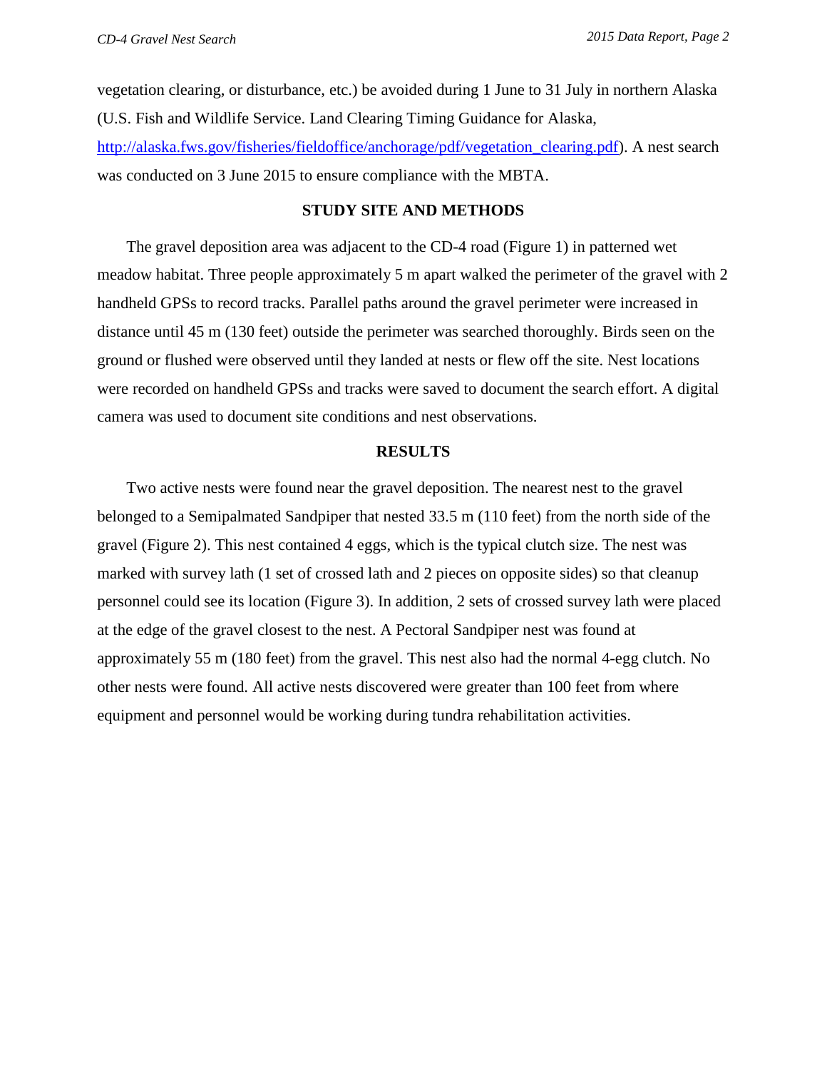vegetation clearing, or disturbance, etc.) be avoided during 1 June to 31 July in northern Alaska (U.S. Fish and Wildlife Service. Land Clearing Timing Guidance for Alaska, http://alaska.fws.gov/fisheries/fieldoffice/anchorage/pdf/vegetation_clearing.pdf). A nest search was conducted on 3 June 2015 to ensure compliance with the MBTA.

## STUDY SITE AND METHODS

The gravel deposition area was adjacent to the CD-4 road (Figure 1) in patterned wet meadow habitat. Three people approximately 5 m apart walked the perimeter of the gravel with 2 handheld GPSs to record tracks. Parallel paths around the gravel perimeter were increased in distance until 45 m (130 feet) outside the perimeter was searched thoroughly. Birds seen on the ground or flushed were observed until they landed at nests or flew off the site. Nest locations were recorded on handheld GPSs and tracks were saved to document the search effort. A digital camera was used to document site conditions and nest observations.

## RESULTS

Two active nests were found near the gravel deposition. The nearest nest to the gravel belonged to a Semipalmated Sandpiper that nested 33.5 m (110 feet) from the north side of the gravel (Figure 2). This nest contained 4 eggs, which is the typical clutch size. The nest was marked with survey lath (1 set of crossed lath and 2 pieces on opposite sides) so that cleanup personnel could see its location (Figure 3). In addition, 2 sets of crossed survey lath were placed at the edge of the gravel closest to the nest. A Pectoral Sandpiper nest was found at approximately 55 m (180 feet) from the gravel. This nest also had the normal 4-egg clutch. No other nests were found. All active nests discovered were greater than 100 feet from where equipment and personnel would be working during tundra rehabilitation activities.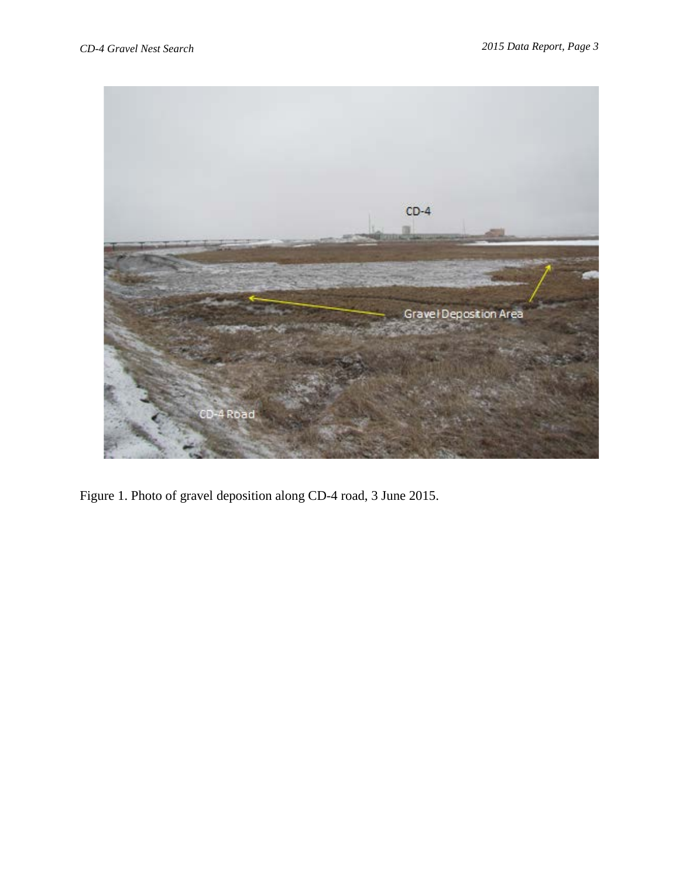Figure 1. Photo of gravel deposition along CD-4 road, 3 June 2015.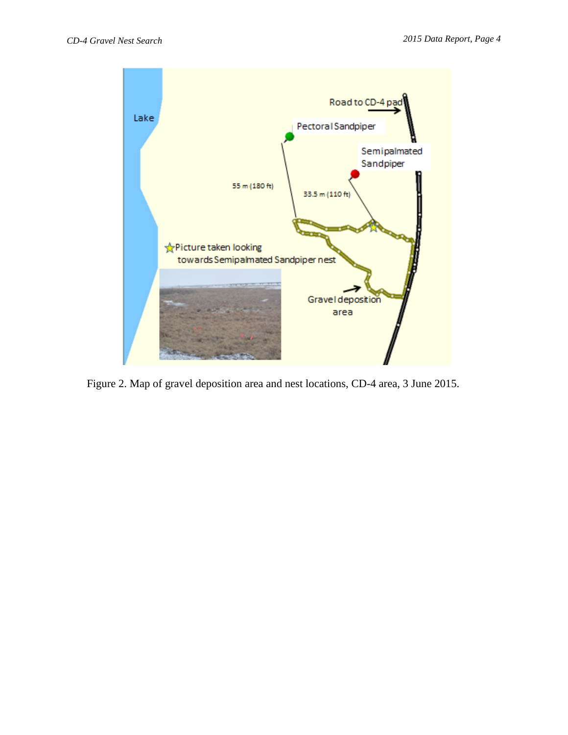Figure 2. Map of gravel deposition area and nest locations, CD-4 area, 3 June 2015.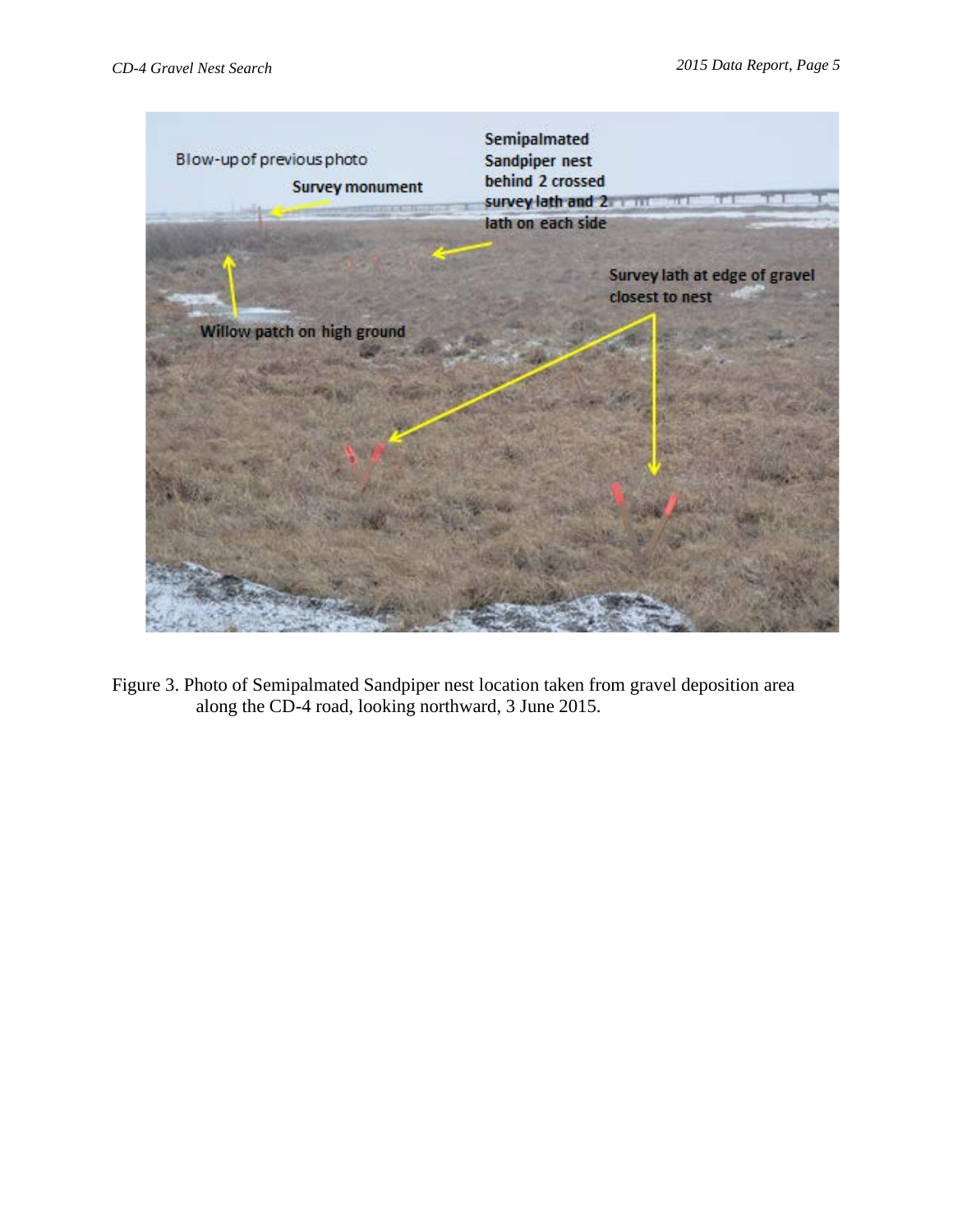Blow-up of previous photo

Survey monument

Semipalmated Sandpiper nest behind 2 crossed survey lath and 2 lath on each side

Survey lath at edge of gravel closest to nest

Willow patch on high ground

Figure 3. Photo of Semipalmated Sandpiper nest location taken from gravel deposition area along the CD-4 road, looking northward, 3 June 2015.